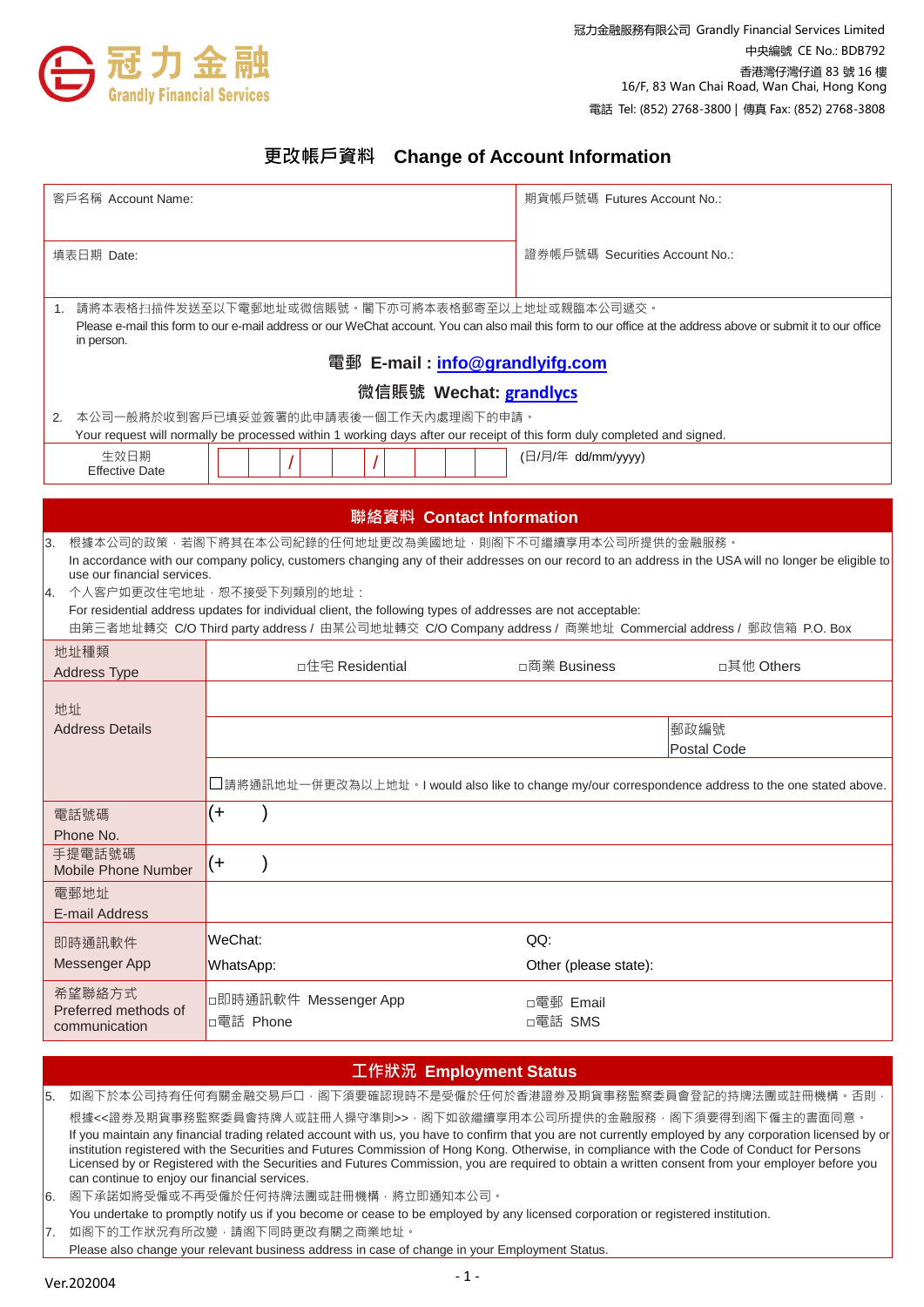冠力金融
Grandly Financial Services

冠力金融服務有限公司 Grandly Financial Services Limited
中央編號 CE No.: BDB792
香港灣仔灣仔道 83 號 16 樓
16/F, 83 Wan Chai Road, Wan Chai, Hong Kong
電話 Tel: (852) 2768-3800 | 傳真 Fax: (852) 2768-3808

# 更改帳戶資料 Change of Account Information

| | |
|---|---|
| 客戶名稱 Account Name: | 期貨帳戶號碼 Futures Account No.: |
| 填表日期 Date: | 證券帳戶號碼 Securities Account No.: |

1. 請將本表格扫描件发送至以下電郵地址或微信賬號。閣下亦可將本表格郵寄至以上地址或親臨本公司遞交。
   Please e-mail this form to our e-mail address or our WeChat account. You can also mail this form to our office at the address above or submit it to our office in person.

**電郵 E-mail : info@grandlyifg.com**

**微信賬號 Wechat: grandlycs**

2. 本公司一般將於收到客戶已填妥並簽署的此申請表後一個工作天內處理閣下的申請。
   Your request will normally be processed within 1 working days after our receipt of this form duly completed and signed.

| | | |
|---|---|---|
| 生效日期 Effective Date | / / | (日/月/年 dd/mm/yyyy) |

## 聯絡資料 Contact Information

3. 根據本公司的政策，若閣下將其在本公司紀錄的任何地址更改為美國地址，則閣下不可繼續享用本公司所提供的金融服務。
   In accordance with our company policy, customers changing any of their addresses on our record to an address in the USA will no longer be eligible to use our financial services.
4. 个人客户如更改住宅地址，恕不接受下列類別的地址：
   For residential address updates for individual client, the following types of addresses are not acceptable:
   由第三者地址轉交 C/O Third party address / 由某公司地址轉交 C/O Company address / 商業地址 Commercial address / 郵政信箱 P.O. Box

| | | | |
|---|---|---|---|
| 地址種類 Address Type | □住宅 Residential | □商業 Business | □其他 Others |
| 地址 Address Details | | | |
| | | | 郵政編號 Postal Code |
| | ☐請將通訊地址一併更改為以上地址。I would also like to change my/our correspondence address to the one stated above. | | |
| 電話號碼 Phone No. | (+ ) | | |
| 手提電話號碼 Mobile Phone Number | (+ ) | | |
| 電郵地址 E-mail Address | | | |
| 即時通訊軟件 Messenger App | WeChat: | QQ: | |
| | WhatsApp: | Other (please state): | |
| 希望聯絡方式 Preferred methods of communication | □即時通訊軟件 Messenger App | □電郵 Email | |
| | □電話 Phone | □電話 SMS | |

## 工作狀況 Employment Status

5. 如閣下於本公司持有任何有關金融交易戶口，閣下須要確認現時不是受僱於任何於香港證券及期貨事務監察委員會登記的持牌法團或註冊機構。否則，根據<<證券及期貨事務監察委員會持牌人或註冊人操守準則>>，閣下如欲繼續享用本公司所提供的金融服務，閣下須要得到閣下僱主的書面同意。
   If you maintain any financial trading related account with us, you have to confirm that you are not currently employed by any corporation licensed by or institution registered with the Securities and Futures Commission of Hong Kong. Otherwise, in compliance with the Code of Conduct for Persons Licensed by or Registered with the Securities and Futures Commission, you are required to obtain a written consent from your employer before you can continue to enjoy our financial services.
6. 閣下承諾如將受僱或不再受僱於任何持牌法團或註冊機構，將立即通知本公司。
   You undertake to promptly notify us if you become or cease to be employed by any licensed corporation or registered institution.
7. 如閣下的工作狀況有所改變，請閣下同時更改有關之商業地址。
   Please also change your relevant business address in case of change in your Employment Status.

Ver.202004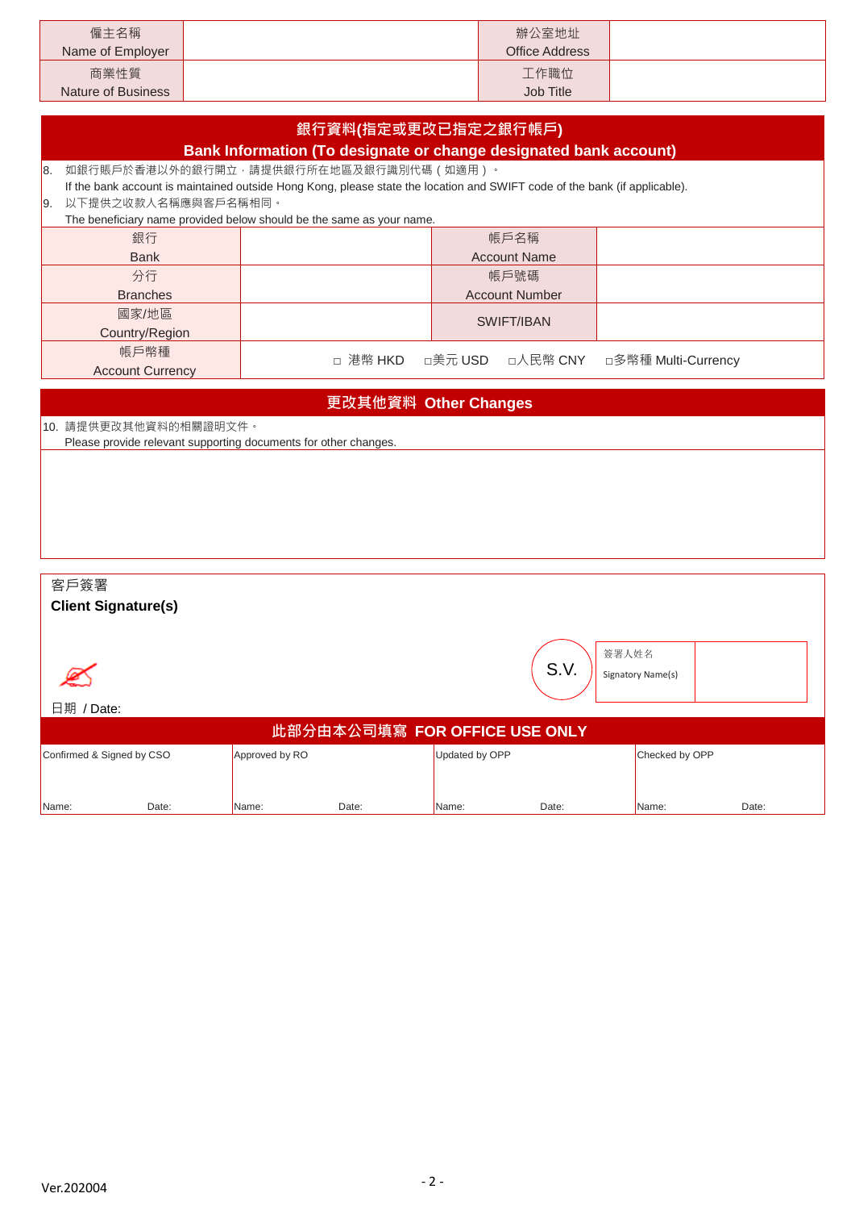| | | | |
|---|---|---|---|
| 僱主名稱<br>Name of Employer | | 辦公室地址<br>Office Address | |
| 商業性質<br>Nature of Business | | 工作職位<br>Job Title | |

## 銀行資料(指定或更改已指定之銀行帳戶)
## Bank Information (To designate or change designated bank account)

8. 如銀行賬戶於香港以外的銀行開立，請提供銀行所在地區及銀行識別代碼（如適用）。
   If the bank account is maintained outside Hong Kong, please state the location and SWIFT code of the bank (if applicable).
9. 以下提供之收款人名稱應與客戶名稱相同。
   The beneficiary name provided below should be the same as your name.

| | | | |
|---|---|---|---|
| 銀行<br>Bank | | 帳戶名稱<br>Account Name | |
| 分行<br>Branches | | 帳戶號碼<br>Account Number | |
| 國家/地區<br>Country/Region | | SWIFT/IBAN | |
| 帳戶幣種<br>Account Currency | □ 港幣 HKD □美元 USD □人民幣 CNY □多幣種 Multi-Currency | | |

## 更改其他資料 Other Changes

10. 請提供更改其他資料的相關證明文件。
    Please provide relevant supporting documents for other changes.

客戶簽署
**Client Signature(s)**

S.V.

| | |
|---|---|
| 簽署人姓名<br>Signatory Name(s) | |

日期 / Date:

## 此部分由本公司填寫 FOR OFFICE USE ONLY

| Confirmed & Signed by CSO | Approved by RO | Updated by OPP | Checked by OPP |
|---|---|---|---|
| Name: Date: | Name: Date: | Name: Date: | Name: Date: |

Ver.202004